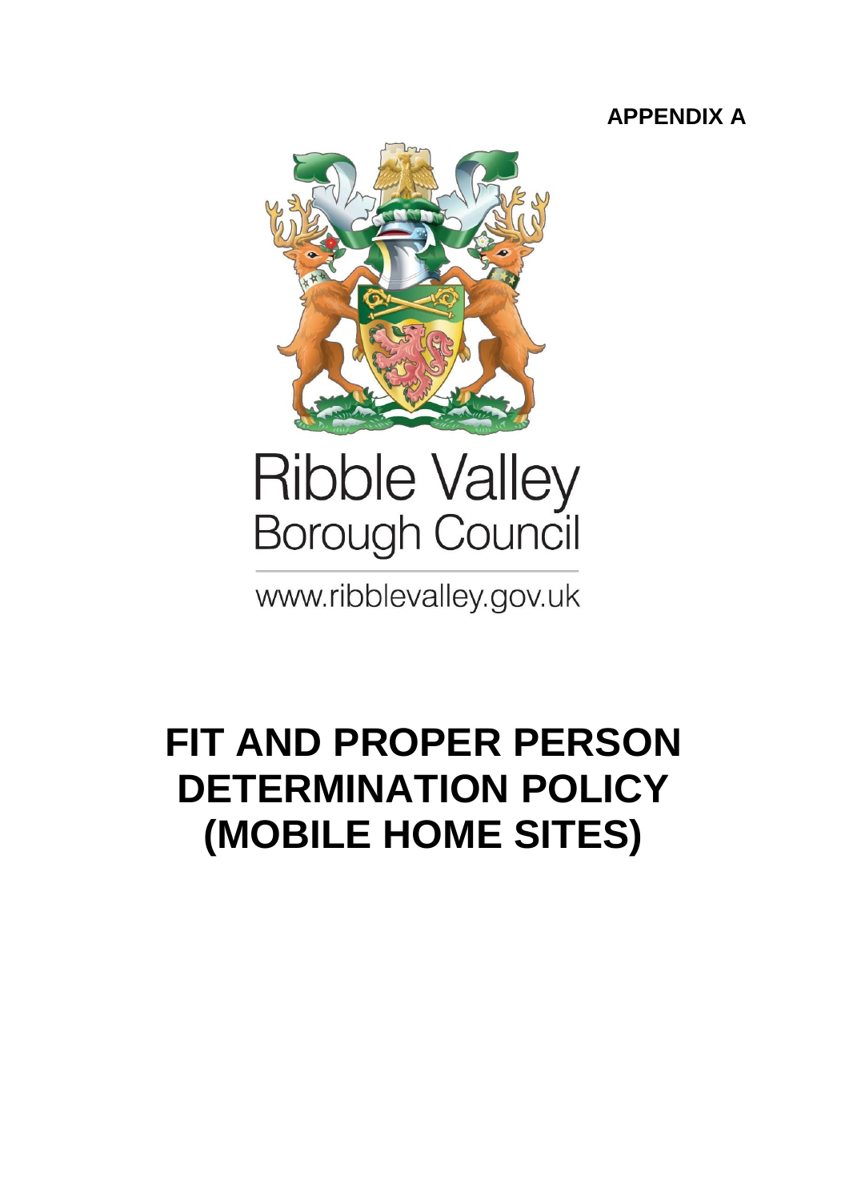**APPENDIX A**

Ribble Valley
Borough Council

www.ribblevalley.gov.uk

# FIT AND PROPER PERSON DETERMINATION POLICY (MOBILE HOME SITES)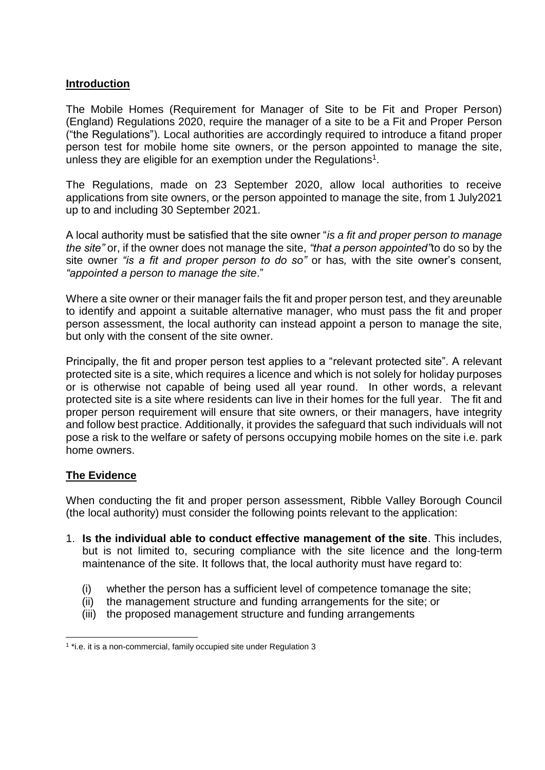## Introduction

The Mobile Homes (Requirement for Manager of Site to be Fit and Proper Person) (England) Regulations 2020, require the manager of a site to be a Fit and Proper Person ("the Regulations"). Local authorities are accordingly required to introduce a fitand proper person test for mobile home site owners, or the person appointed to manage the site, unless they are eligible for an exemption under the Regulations[1].

The Regulations, made on 23 September 2020, allow local authorities to receive applications from site owners, or the person appointed to manage the site, from 1 July2021 up to and including 30 September 2021.

A local authority must be satisfied that the site owner "*is a fit and proper person to manage the site*" or, if the owner does not manage the site, *"that a person appointed"*to do so by the site owner *"is a fit and proper person to do so"* or has*,* with the site owner's consent*, "appointed a person to manage the site*."

Where a site owner or their manager fails the fit and proper person test, and they areunable to identify and appoint a suitable alternative manager, who must pass the fit and proper person assessment, the local authority can instead appoint a person to manage the site, but only with the consent of the site owner.

Principally, the fit and proper person test applies to a "relevant protected site". A relevant protected site is a site, which requires a licence and which is not solely for holiday purposes or is otherwise not capable of being used all year round. In other words, a relevant protected site is a site where residents can live in their homes for the full year. The fit and proper person requirement will ensure that site owners, or their managers, have integrity and follow best practice. Additionally, it provides the safeguard that such individuals will not pose a risk to the welfare or safety of persons occupying mobile homes on the site i.e. park home owners.

## The Evidence

When conducting the fit and proper person assessment, Ribble Valley Borough Council (the local authority) must consider the following points relevant to the application:

1. **Is the individual able to conduct effective management of the site**. This includes, but is not limited to, securing compliance with the site licence and the long-term maintenance of the site. It follows that, the local authority must have regard to:

   (i) whether the person has a sufficient level of competence tomanage the site;
   (ii) the management structure and funding arrangements for the site; or
   (iii) the proposed management structure and funding arrangements

[1] *i.e. it is a non-commercial, family occupied site under Regulation 3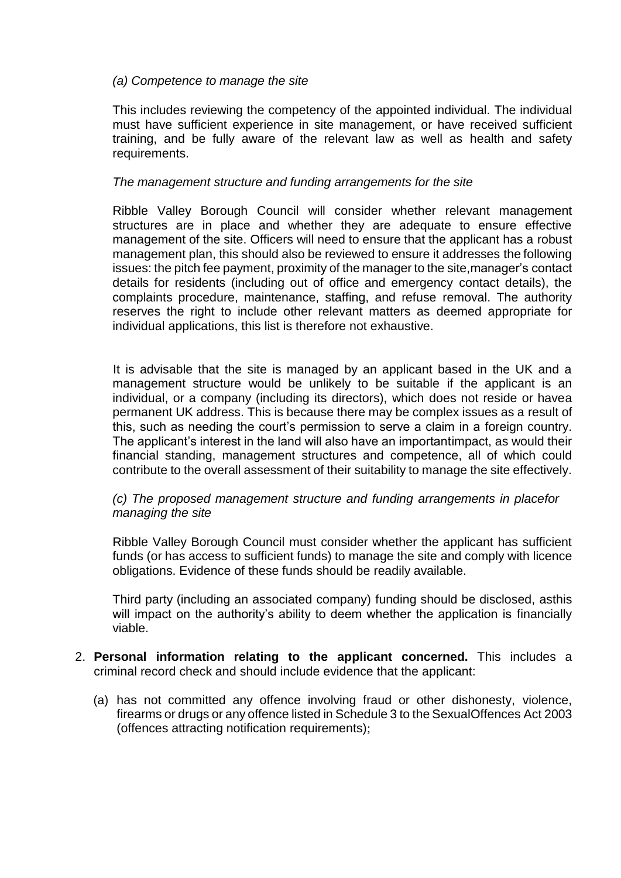*(a) Competence to manage the site*

This includes reviewing the competency of the appointed individual. The individual must have sufficient experience in site management, or have received sufficient training, and be fully aware of the relevant law as well as health and safety requirements.

*The management structure and funding arrangements for the site*

Ribble Valley Borough Council will consider whether relevant management structures are in place and whether they are adequate to ensure effective management of the site. Officers will need to ensure that the applicant has a robust management plan, this should also be reviewed to ensure it addresses the following issues: the pitch fee payment, proximity of the manager to the site,manager's contact details for residents (including out of office and emergency contact details), the complaints procedure, maintenance, staffing, and refuse removal. The authority reserves the right to include other relevant matters as deemed appropriate for individual applications, this list is therefore not exhaustive.

It is advisable that the site is managed by an applicant based in the UK and a management structure would be unlikely to be suitable if the applicant is an individual, or a company (including its directors), which does not reside or havea permanent UK address. This is because there may be complex issues as a result of this, such as needing the court's permission to serve a claim in a foreign country. The applicant's interest in the land will also have an importantimpact, as would their financial standing, management structures and competence, all of which could contribute to the overall assessment of their suitability to manage the site effectively.

*(c) The proposed management structure and funding arrangements in placefor managing the site*

Ribble Valley Borough Council must consider whether the applicant has sufficient funds (or has access to sufficient funds) to manage the site and comply with licence obligations. Evidence of these funds should be readily available.

Third party (including an associated company) funding should be disclosed, asthis will impact on the authority's ability to deem whether the application is financially viable.

2. **Personal information relating to the applicant concerned.** This includes a criminal record check and should include evidence that the applicant:

   (a) has not committed any offence involving fraud or other dishonesty, violence, firearms or drugs or any offence listed in Schedule 3 to the SexualOffences Act 2003 (offences attracting notification requirements);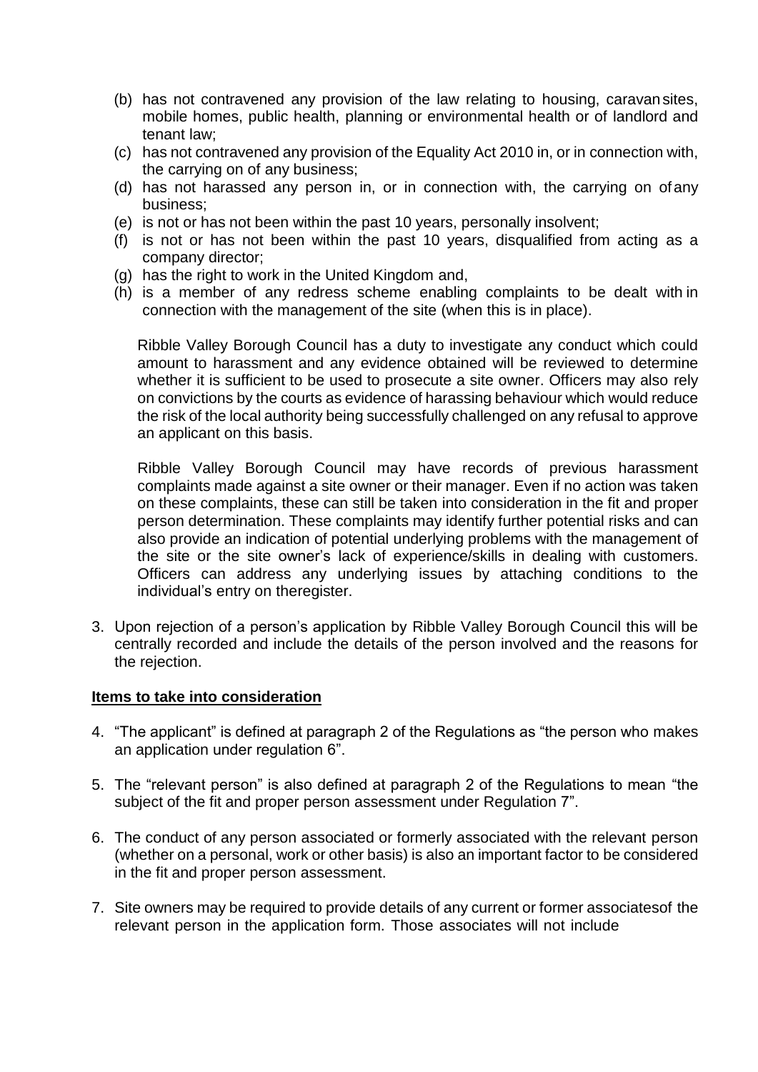(b) has not contravened any provision of the law relating to housing, caravan sites, mobile homes, public health, planning or environmental health or of landlord and tenant law;
(c) has not contravened any provision of the Equality Act 2010 in, or in connection with, the carrying on of any business;
(d) has not harassed any person in, or in connection with, the carrying on of any business;
(e) is not or has not been within the past 10 years, personally insolvent;
(f) is not or has not been within the past 10 years, disqualified from acting as a company director;
(g) has the right to work in the United Kingdom and,
(h) is a member of any redress scheme enabling complaints to be dealt with in connection with the management of the site (when this is in place).

Ribble Valley Borough Council has a duty to investigate any conduct which could amount to harassment and any evidence obtained will be reviewed to determine whether it is sufficient to be used to prosecute a site owner. Officers may also rely on convictions by the courts as evidence of harassing behaviour which would reduce the risk of the local authority being successfully challenged on any refusal to approve an applicant on this basis.

Ribble Valley Borough Council may have records of previous harassment complaints made against a site owner or their manager. Even if no action was taken on these complaints, these can still be taken into consideration in the fit and proper person determination. These complaints may identify further potential risks and can also provide an indication of potential underlying problems with the management of the site or the site owner's lack of experience/skills in dealing with customers. Officers can address any underlying issues by attaching conditions to the individual's entry on theregister.

3. Upon rejection of a person's application by Ribble Valley Borough Council this will be centrally recorded and include the details of the person involved and the reasons for the rejection.

**Items to take into consideration**

4. "The applicant" is defined at paragraph 2 of the Regulations as "the person who makes an application under regulation 6".

5. The "relevant person" is also defined at paragraph 2 of the Regulations to mean "the subject of the fit and proper person assessment under Regulation 7".

6. The conduct of any person associated or formerly associated with the relevant person (whether on a personal, work or other basis) is also an important factor to be considered in the fit and proper person assessment.

7. Site owners may be required to provide details of any current or former associatesof the relevant person in the application form. Those associates will not include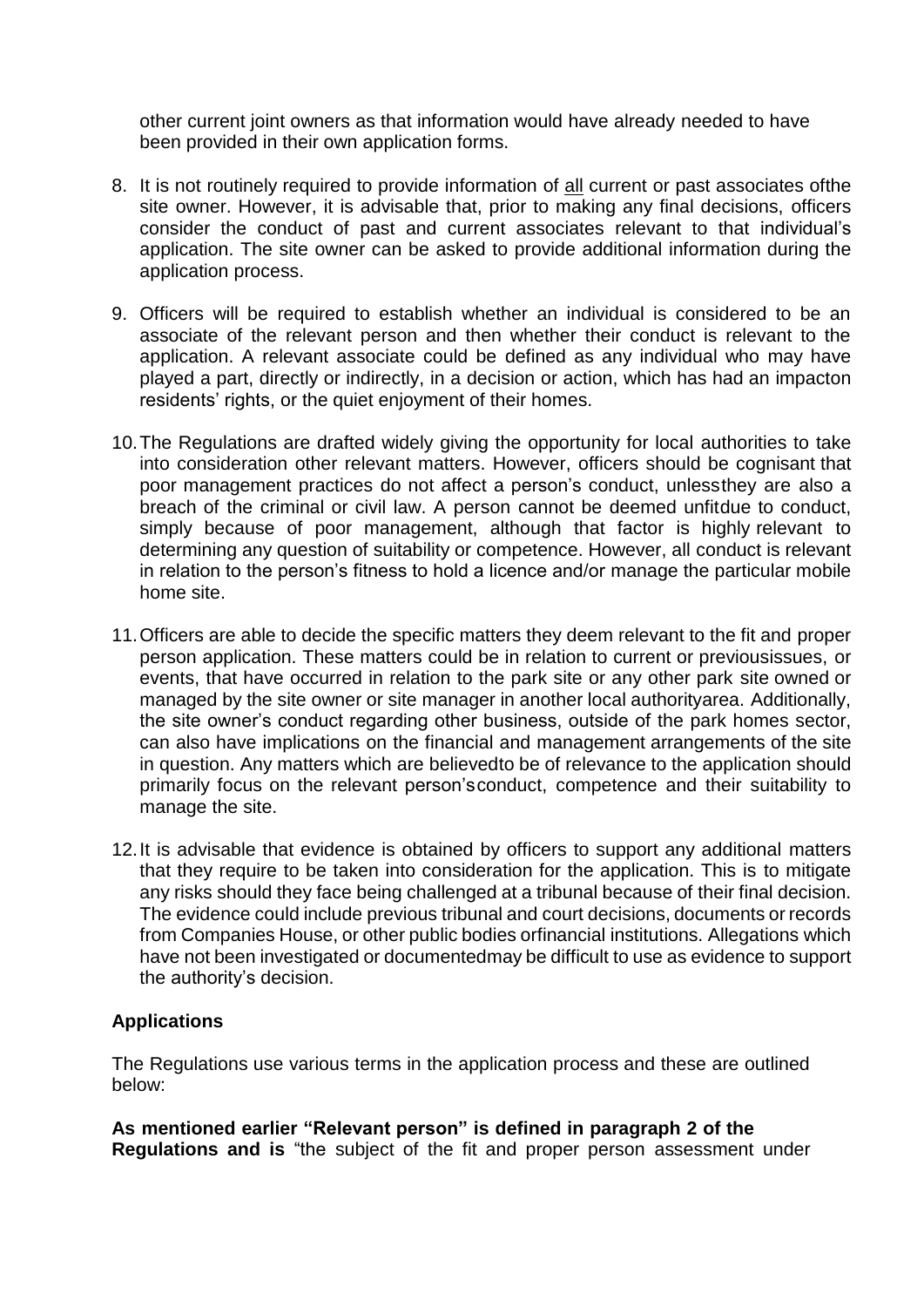other current joint owners as that information would have already needed to have been provided in their own application forms.

8. It is not routinely required to provide information of all current or past associates ofthe site owner. However, it is advisable that, prior to making any final decisions, officers consider the conduct of past and current associates relevant to that individual's application. The site owner can be asked to provide additional information during the application process.

9. Officers will be required to establish whether an individual is considered to be an associate of the relevant person and then whether their conduct is relevant to the application. A relevant associate could be defined as any individual who may have played a part, directly or indirectly, in a decision or action, which has had an impacton residents' rights, or the quiet enjoyment of their homes.

10. The Regulations are drafted widely giving the opportunity for local authorities to take into consideration other relevant matters. However, officers should be cognisant that poor management practices do not affect a person's conduct, unlessthey are also a breach of the criminal or civil law. A person cannot be deemed unfitdue to conduct, simply because of poor management, although that factor is highly relevant to determining any question of suitability or competence. However, all conduct is relevant in relation to the person's fitness to hold a licence and/or manage the particular mobile home site.

11. Officers are able to decide the specific matters they deem relevant to the fit and proper person application. These matters could be in relation to current or previousissues, or events, that have occurred in relation to the park site or any other park site owned or managed by the site owner or site manager in another local authorityarea. Additionally, the site owner's conduct regarding other business, outside of the park homes sector, can also have implications on the financial and management arrangements of the site in question. Any matters which are believedto be of relevance to the application should primarily focus on the relevant person'sconduct, competence and their suitability to manage the site.

12. It is advisable that evidence is obtained by officers to support any additional matters that they require to be taken into consideration for the application. This is to mitigate any risks should they face being challenged at a tribunal because of their final decision. The evidence could include previous tribunal and court decisions, documents or records from Companies House, or other public bodies orfinancial institutions. Allegations which have not been investigated or documentedmay be difficult to use as evidence to support the authority's decision.

**Applications**

The Regulations use various terms in the application process and these are outlined below:

**As mentioned earlier "Relevant person" is defined in paragraph 2 of the Regulations and is** "the subject of the fit and proper person assessment under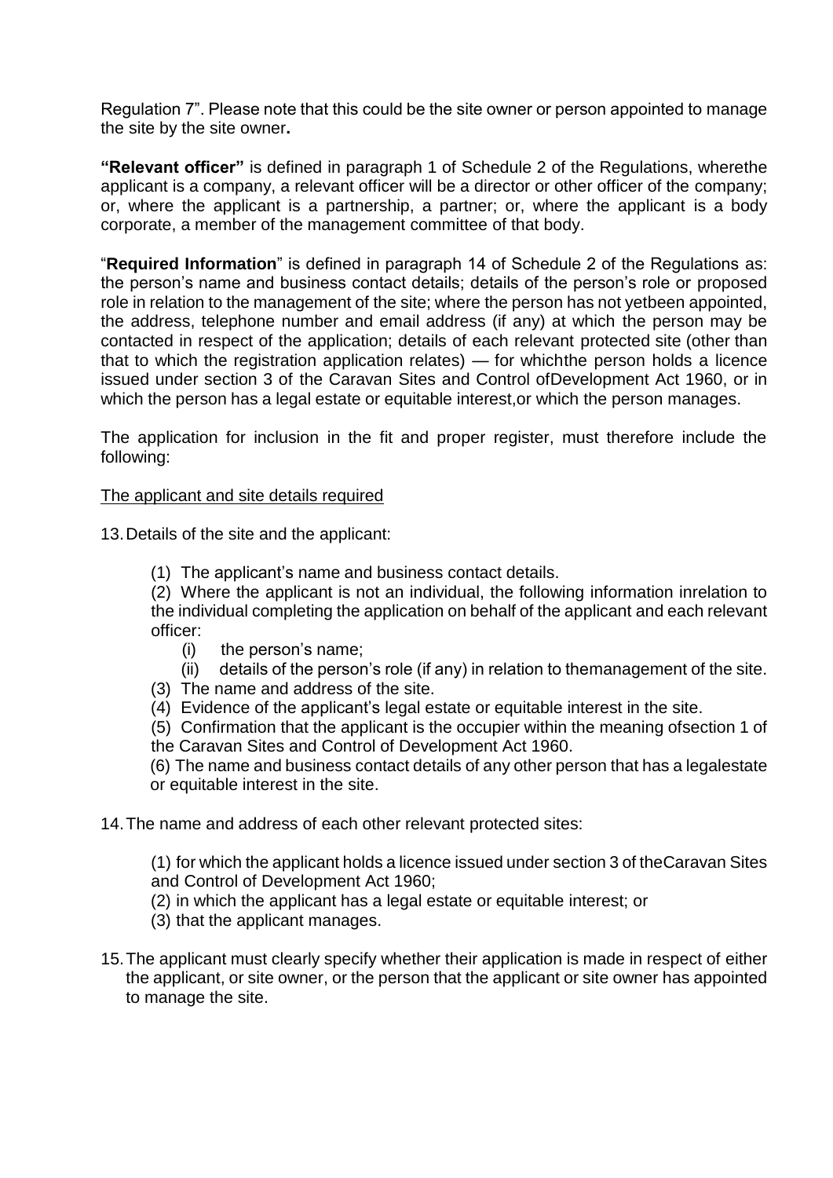Regulation 7". Please note that this could be the site owner or person appointed to manage the site by the site owner**.**

**"Relevant officer"** is defined in paragraph 1 of Schedule 2 of the Regulations, wherethe applicant is a company, a relevant officer will be a director or other officer of the company; or, where the applicant is a partnership, a partner; or, where the applicant is a body corporate, a member of the management committee of that body.

"**Required Information**" is defined in paragraph 14 of Schedule 2 of the Regulations as: the person's name and business contact details; details of the person's role or proposed role in relation to the management of the site; where the person has not yetbeen appointed, the address, telephone number and email address (if any) at which the person may be contacted in respect of the application; details of each relevant protected site (other than that to which the registration application relates) — for whichthe person holds a licence issued under section 3 of the Caravan Sites and Control ofDevelopment Act 1960, or in which the person has a legal estate or equitable interest,or which the person manages.

The application for inclusion in the fit and proper register, must therefore include the following:

<u>The applicant and site details required</u>

13. Details of the site and the applicant:

   (1) The applicant's name and business contact details.

   (2) Where the applicant is not an individual, the following information inrelation to the individual completing the application on behalf of the applicant and each relevant officer:
      (i) the person's name;
      (ii) details of the person's role (if any) in relation to themanagement of the site.

   (3) The name and address of the site.

   (4) Evidence of the applicant's legal estate or equitable interest in the site.

   (5) Confirmation that the applicant is the occupier within the meaning ofsection 1 of the Caravan Sites and Control of Development Act 1960.

   (6) The name and business contact details of any other person that has a legalestate or equitable interest in the site.

14. The name and address of each other relevant protected sites:

   (1) for which the applicant holds a licence issued under section 3 of theCaravan Sites and Control of Development Act 1960;

   (2) in which the applicant has a legal estate or equitable interest; or

   (3) that the applicant manages.

15. The applicant must clearly specify whether their application is made in respect of either the applicant, or site owner, or the person that the applicant or site owner has appointed to manage the site.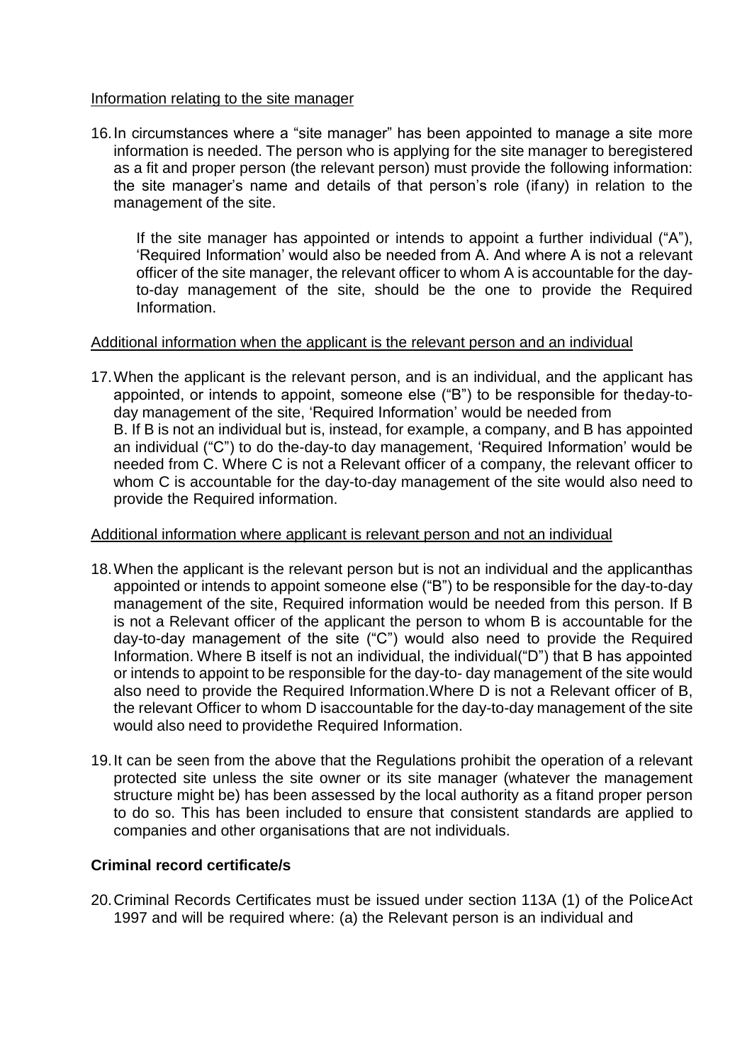Information relating to the site manager

16. In circumstances where a "site manager" has been appointed to manage a site more information is needed. The person who is applying for the site manager to beregistered as a fit and proper person (the relevant person) must provide the following information: the site manager's name and details of that person's role (ifany) in relation to the management of the site.

    If the site manager has appointed or intends to appoint a further individual ("A"), 'Required Information' would also be needed from A. And where A is not a relevant officer of the site manager, the relevant officer to whom A is accountable for the day-to-day management of the site, should be the one to provide the Required Information.

Additional information when the applicant is the relevant person and an individual

17. When the applicant is the relevant person, and is an individual, and the applicant has appointed, or intends to appoint, someone else ("B") to be responsible for theday-to-day management of the site, 'Required Information' would be needed from B. If B is not an individual but is, instead, for example, a company, and B has appointed an individual ("C") to do the-day-to day management, 'Required Information' would be needed from C. Where C is not a Relevant officer of a company, the relevant officer to whom C is accountable for the day-to-day management of the site would also need to provide the Required information.

Additional information where applicant is relevant person and not an individual

18. When the applicant is the relevant person but is not an individual and the applicanthas appointed or intends to appoint someone else ("B") to be responsible for the day-to-day management of the site, Required information would be needed from this person. If B is not a Relevant officer of the applicant the person to whom B is accountable for the day-to-day management of the site ("C") would also need to provide the Required Information. Where B itself is not an individual, the individual("D") that B has appointed or intends to appoint to be responsible for the day-to- day management of the site would also need to provide the Required Information.Where D is not a Relevant officer of B, the relevant Officer to whom D isaccountable for the day-to-day management of the site would also need to providethe Required Information.

19. It can be seen from the above that the Regulations prohibit the operation of a relevant protected site unless the site owner or its site manager (whatever the management structure might be) has been assessed by the local authority as a fitand proper person to do so. This has been included to ensure that consistent standards are applied to companies and other organisations that are not individuals.

**Criminal record certificate/s**

20. Criminal Records Certificates must be issued under section 113A (1) of the PoliceAct 1997 and will be required where: (a) the Relevant person is an individual and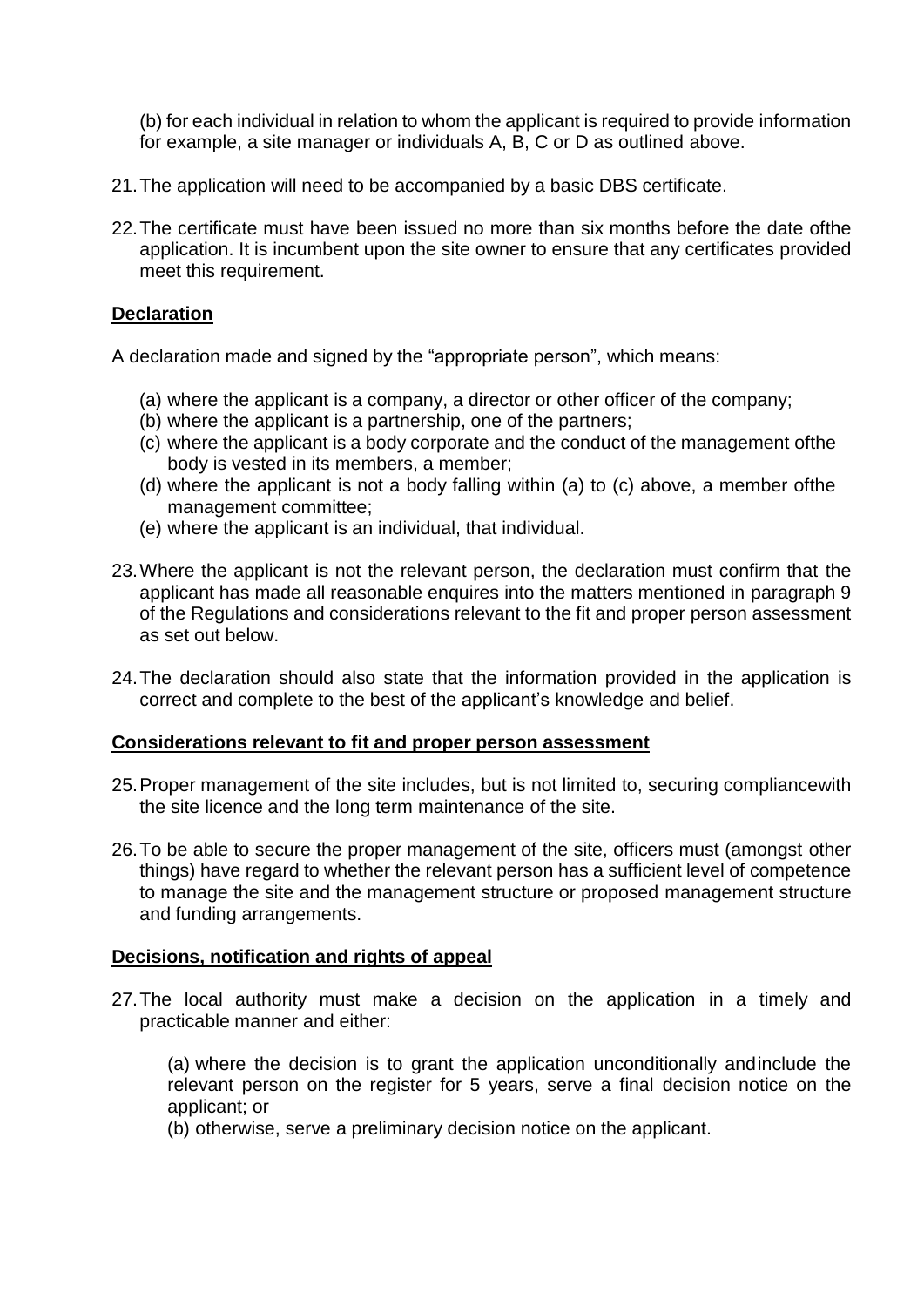(b) for each individual in relation to whom the applicant is required to provide information for example, a site manager or individuals A, B, C or D as outlined above.

21. The application will need to be accompanied by a basic DBS certificate.

22. The certificate must have been issued no more than six months before the date ofthe application. It is incumbent upon the site owner to ensure that any certificates provided meet this requirement.

## Declaration

A declaration made and signed by the "appropriate person", which means:

(a) where the applicant is a company, a director or other officer of the company;
(b) where the applicant is a partnership, one of the partners;
(c) where the applicant is a body corporate and the conduct of the management ofthe body is vested in its members, a member;
(d) where the applicant is not a body falling within (a) to (c) above, a member ofthe management committee;
(e) where the applicant is an individual, that individual.

23. Where the applicant is not the relevant person, the declaration must confirm that the applicant has made all reasonable enquires into the matters mentioned in paragraph 9 of the Regulations and considerations relevant to the fit and proper person assessment as set out below.

24. The declaration should also state that the information provided in the application is correct and complete to the best of the applicant's knowledge and belief.

## Considerations relevant to fit and proper person assessment

25. Proper management of the site includes, but is not limited to, securing compliancewith the site licence and the long term maintenance of the site.

26. To be able to secure the proper management of the site, officers must (amongst other things) have regard to whether the relevant person has a sufficient level of competence to manage the site and the management structure or proposed management structure and funding arrangements.

## Decisions, notification and rights of appeal

27. The local authority must make a decision on the application in a timely and practicable manner and either:

(a) where the decision is to grant the application unconditionally andinclude the relevant person on the register for 5 years, serve a final decision notice on the applicant; or
(b) otherwise, serve a preliminary decision notice on the applicant.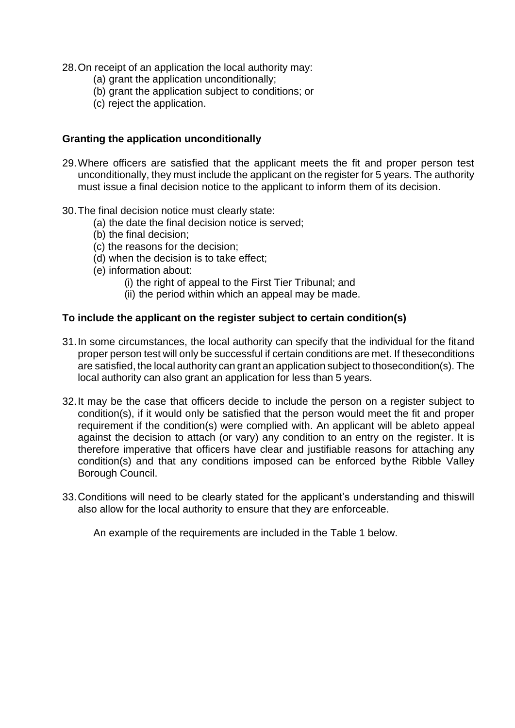28. On receipt of an application the local authority may:
    (a) grant the application unconditionally;
    (b) grant the application subject to conditions; or
    (c) reject the application.

**Granting the application unconditionally**

29. Where officers are satisfied that the applicant meets the fit and proper person test unconditionally, they must include the applicant on the register for 5 years. The authority must issue a final decision notice to the applicant to inform them of its decision.

30. The final decision notice must clearly state:
    (a) the date the final decision notice is served;
    (b) the final decision;
    (c) the reasons for the decision;
    (d) when the decision is to take effect;
    (e) information about:
        (i) the right of appeal to the First Tier Tribunal; and
        (ii) the period within which an appeal may be made.

**To include the applicant on the register subject to certain condition(s)**

31. In some circumstances, the local authority can specify that the individual for the fitand proper person test will only be successful if certain conditions are met. If theseconditions are satisfied, the local authority can grant an application subject to thosecondition(s). The local authority can also grant an application for less than 5 years.

32. It may be the case that officers decide to include the person on a register subject to condition(s), if it would only be satisfied that the person would meet the fit and proper requirement if the condition(s) were complied with. An applicant will be ableto appeal against the decision to attach (or vary) any condition to an entry on the register. It is therefore imperative that officers have clear and justifiable reasons for attaching any condition(s) and that any conditions imposed can be enforced bythe Ribble Valley Borough Council.

33. Conditions will need to be clearly stated for the applicant's understanding and thiswill also allow for the local authority to ensure that they are enforceable.

    An example of the requirements are included in the Table 1 below.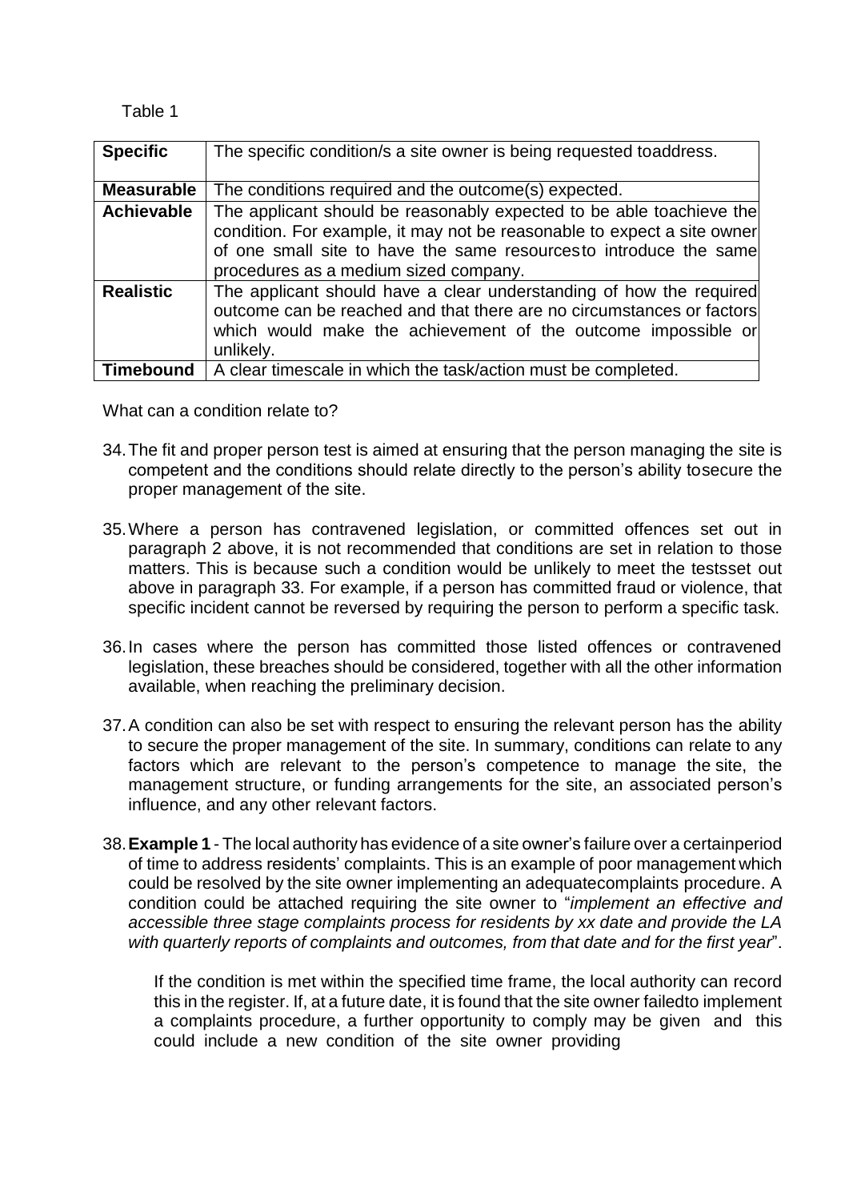Table 1

| | |
|---|---|
| **Specific** | The specific condition/s a site owner is being requested toaddress. |
| **Measurable** | The conditions required and the outcome(s) expected. |
| **Achievable** | The applicant should be reasonably expected to be able toachieve the condition. For example, it may not be reasonable to expect a site owner of one small site to have the same resourcesto introduce the same procedures as a medium sized company. |
| **Realistic** | The applicant should have a clear understanding of how the required outcome can be reached and that there are no circumstances or factors which would make the achievement of the outcome impossible or unlikely. |
| **Timebound** | A clear timescale in which the task/action must be completed. |

What can a condition relate to?

34. The fit and proper person test is aimed at ensuring that the person managing the site is competent and the conditions should relate directly to the person's ability tosecure the proper management of the site.

35. Where a person has contravened legislation, or committed offences set out in paragraph 2 above, it is not recommended that conditions are set in relation to those matters. This is because such a condition would be unlikely to meet the testsset out above in paragraph 33. For example, if a person has committed fraud or violence, that specific incident cannot be reversed by requiring the person to perform a specific task.

36. In cases where the person has committed those listed offences or contravened legislation, these breaches should be considered, together with all the other information available, when reaching the preliminary decision.

37. A condition can also be set with respect to ensuring the relevant person has the ability to secure the proper management of the site. In summary, conditions can relate to any factors which are relevant to the person's competence to manage the site, the management structure, or funding arrangements for the site, an associated person's influence, and any other relevant factors.

38. **Example 1** - The local authority has evidence of a site owner's failure over a certainperiod of time to address residents' complaints. This is an example of poor management which could be resolved by the site owner implementing an adequatecomplaints procedure. A condition could be attached requiring the site owner to "*implement an effective and accessible three stage complaints process for residents by xx date and provide the LA with quarterly reports of complaints and outcomes, from that date and for the first year*".

    If the condition is met within the specified time frame, the local authority can record this in the register. If, at a future date, it is found that the site owner failedto implement a complaints procedure, a further opportunity to comply may be given and this could include a new condition of the site owner providing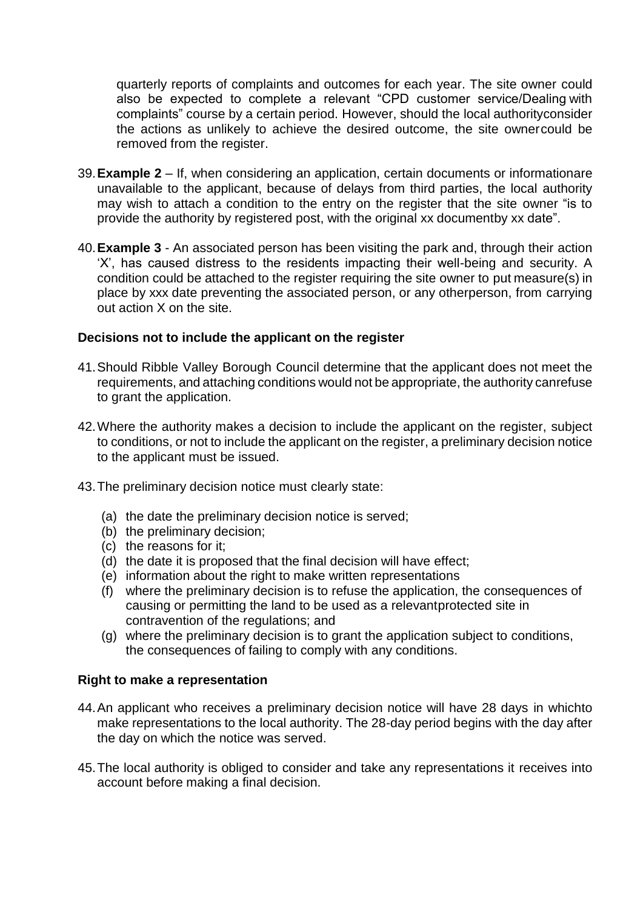quarterly reports of complaints and outcomes for each year. The site owner could also be expected to complete a relevant "CPD customer service/Dealing with complaints" course by a certain period. However, should the local authority consider the actions as unlikely to achieve the desired outcome, the site owner could be removed from the register.

39. **Example 2** – If, when considering an application, certain documents or information are unavailable to the applicant, because of delays from third parties, the local authority may wish to attach a condition to the entry on the register that the site owner "is to provide the authority by registered post, with the original xx document by xx date".

40. **Example 3** - An associated person has been visiting the park and, through their action 'X', has caused distress to the residents impacting their well-being and security. A condition could be attached to the register requiring the site owner to put measure(s) in place by xxx date preventing the associated person, or any other person, from carrying out action X on the site.

### Decisions not to include the applicant on the register

41. Should Ribble Valley Borough Council determine that the applicant does not meet the requirements, and attaching conditions would not be appropriate, the authority can refuse to grant the application.

42. Where the authority makes a decision to include the applicant on the register, subject to conditions, or not to include the applicant on the register, a preliminary decision notice to the applicant must be issued.

43. The preliminary decision notice must clearly state:

    (a) the date the preliminary decision notice is served;
    (b) the preliminary decision;
    (c) the reasons for it;
    (d) the date it is proposed that the final decision will have effect;
    (e) information about the right to make written representations
    (f) where the preliminary decision is to refuse the application, the consequences of causing or permitting the land to be used as a relevant protected site in contravention of the regulations; and
    (g) where the preliminary decision is to grant the application subject to conditions, the consequences of failing to comply with any conditions.

### Right to make a representation

44. An applicant who receives a preliminary decision notice will have 28 days in which to make representations to the local authority. The 28-day period begins with the day after the day on which the notice was served.

45. The local authority is obliged to consider and take any representations it receives into account before making a final decision.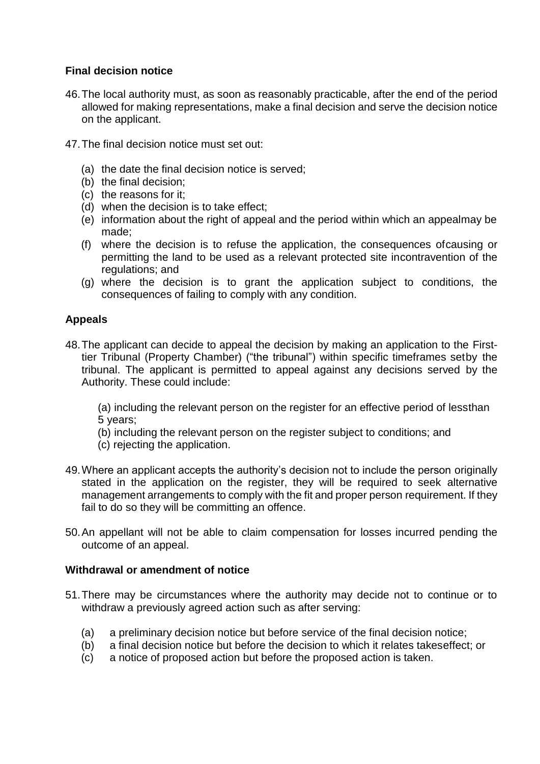**Final decision notice**

46. The local authority must, as soon as reasonably practicable, after the end of the period allowed for making representations, make a final decision and serve the decision notice on the applicant.

47. The final decision notice must set out:

    (a) the date the final decision notice is served;
    (b) the final decision;
    (c) the reasons for it;
    (d) when the decision is to take effect;
    (e) information about the right of appeal and the period within which an appealmay be made;
    (f) where the decision is to refuse the application, the consequences ofcausing or permitting the land to be used as a relevant protected site incontravention of the regulations; and
    (g) where the decision is to grant the application subject to conditions, the consequences of failing to comply with any condition.

**Appeals**

48. The applicant can decide to appeal the decision by making an application to the First-tier Tribunal (Property Chamber) ("the tribunal") within specific timeframes setby the tribunal. The applicant is permitted to appeal against any decisions served by the Authority. These could include:

    (a) including the relevant person on the register for an effective period of lessthan 5 years;
    (b) including the relevant person on the register subject to conditions; and
    (c) rejecting the application.

49. Where an applicant accepts the authority's decision not to include the person originally stated in the application on the register, they will be required to seek alternative management arrangements to comply with the fit and proper person requirement. If they fail to do so they will be committing an offence.

50. An appellant will not be able to claim compensation for losses incurred pending the outcome of an appeal.

**Withdrawal or amendment of notice**

51. There may be circumstances where the authority may decide not to continue or to withdraw a previously agreed action such as after serving:

    (a) a preliminary decision notice but before service of the final decision notice;
    (b) a final decision notice but before the decision to which it relates takeseffect; or
    (c) a notice of proposed action but before the proposed action is taken.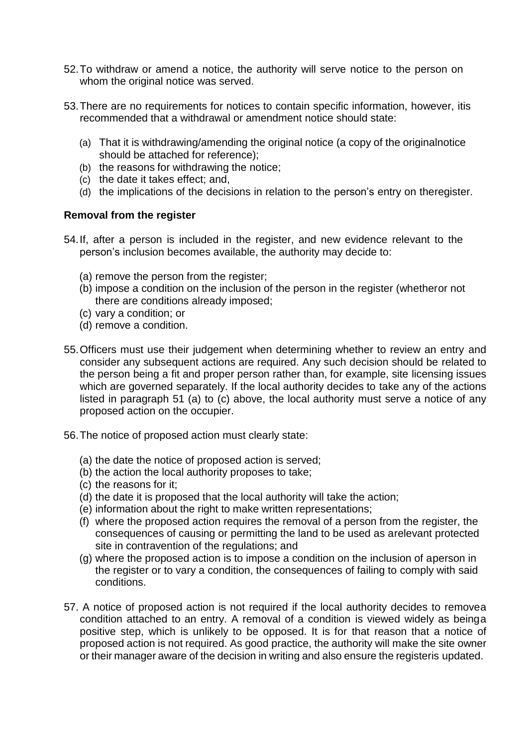52. To withdraw or amend a notice, the authority will serve notice to the person on whom the original notice was served.

53. There are no requirements for notices to contain specific information, however, itis recommended that a withdrawal or amendment notice should state:

    (a) That it is withdrawing/amending the original notice (a copy of the originalnotice should be attached for reference);
    (b) the reasons for withdrawing the notice;
    (c) the date it takes effect; and,
    (d) the implications of the decisions in relation to the person's entry on theregister.

**Removal from the register**

54. If, after a person is included in the register, and new evidence relevant to the person's inclusion becomes available, the authority may decide to:

    (a) remove the person from the register;
    (b) impose a condition on the inclusion of the person in the register (whetheror not there are conditions already imposed;
    (c) vary a condition; or
    (d) remove a condition.

55. Officers must use their judgement when determining whether to review an entry and consider any subsequent actions are required. Any such decision should be related to the person being a fit and proper person rather than, for example, site licensing issues which are governed separately. If the local authority decides to take any of the actions listed in paragraph 51 (a) to (c) above, the local authority must serve a notice of any proposed action on the occupier.

56. The notice of proposed action must clearly state:

    (a) the date the notice of proposed action is served;
    (b) the action the local authority proposes to take;
    (c) the reasons for it;
    (d) the date it is proposed that the local authority will take the action;
    (e) information about the right to make written representations;
    (f) where the proposed action requires the removal of a person from the register, the consequences of causing or permitting the land to be used as arelevant protected site in contravention of the regulations; and
    (g) where the proposed action is to impose a condition on the inclusion of aperson in the register or to vary a condition, the consequences of failing to comply with said conditions.

57. A notice of proposed action is not required if the local authority decides to removea condition attached to an entry. A removal of a condition is viewed widely as beinga positive step, which is unlikely to be opposed. It is for that reason that a notice of proposed action is not required. As good practice, the authority will make the site owner or their manager aware of the decision in writing and also ensure the registeris updated.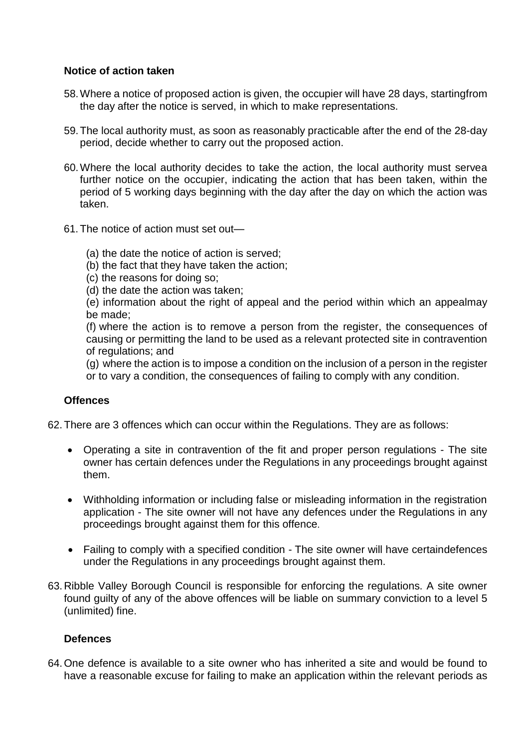**Notice of action taken**

58. Where a notice of proposed action is given, the occupier will have 28 days, startingfrom the day after the notice is served, in which to make representations.

59. The local authority must, as soon as reasonably practicable after the end of the 28-day period, decide whether to carry out the proposed action.

60. Where the local authority decides to take the action, the local authority must servea further notice on the occupier, indicating the action that has been taken, within the period of 5 working days beginning with the day after the day on which the action was taken.

61. The notice of action must set out—

    (a) the date the notice of action is served;
    (b) the fact that they have taken the action;
    (c) the reasons for doing so;
    (d) the date the action was taken;
    (e) information about the right of appeal and the period within which an appealmay be made;
    (f) where the action is to remove a person from the register, the consequences of causing or permitting the land to be used as a relevant protected site in contravention of regulations; and
    (g) where the action is to impose a condition on the inclusion of a person in the register or to vary a condition, the consequences of failing to comply with any condition.

**Offences**

62. There are 3 offences which can occur within the Regulations. They are as follows:

    - Operating a site in contravention of the fit and proper person regulations - The site owner has certain defences under the Regulations in any proceedings brought against them.
    - Withholding information or including false or misleading information in the registration application - The site owner will not have any defences under the Regulations in any proceedings brought against them for this offence.
    - Failing to comply with a specified condition - The site owner will have certaindefences under the Regulations in any proceedings brought against them.

63. Ribble Valley Borough Council is responsible for enforcing the regulations. A site owner found guilty of any of the above offences will be liable on summary conviction to a level 5 (unlimited) fine.

**Defences**

64. One defence is available to a site owner who has inherited a site and would be found to have a reasonable excuse for failing to make an application within the relevant periods as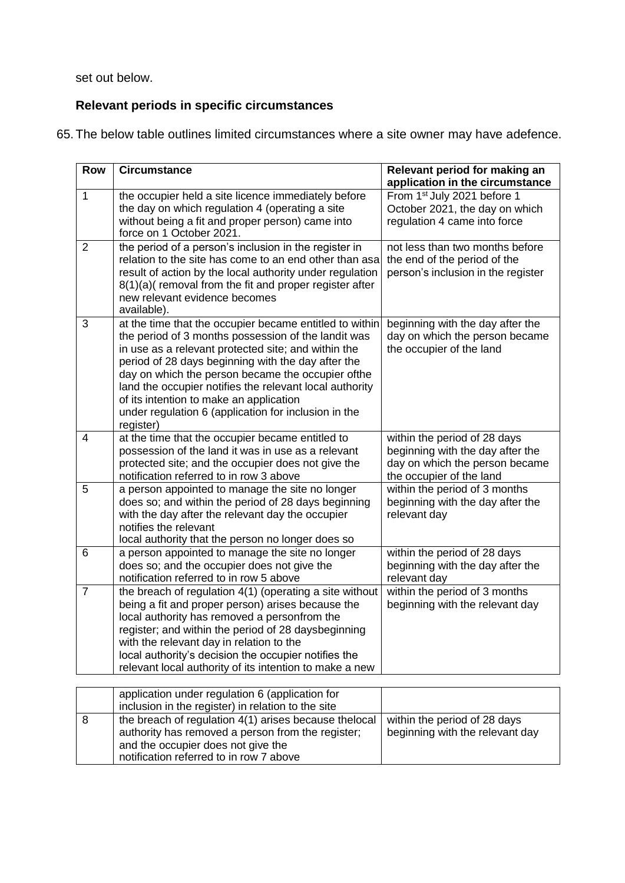set out below.

**Relevant periods in specific circumstances**

65. The below table outlines limited circumstances where a site owner may have adefence.

| Row | Circumstance | Relevant period for making an application in the circumstance |
|---|---|---|
| 1 | the occupier held a site licence immediately before the day on which regulation 4 (operating a site without being a fit and proper person) came into force on 1 October 2021. | From 1st July 2021 before 1 October 2021, the day on which regulation 4 came into force |
| 2 | the period of a person's inclusion in the register in relation to the site has come to an end other than asa result of action by the local authority under regulation 8(1)(a)( removal from the fit and proper register after new relevant evidence becomes available). | not less than two months before the end of the period of the person's inclusion in the register |
| 3 | at the time that the occupier became entitled to within the period of 3 months possession of the landit was in use as a relevant protected site; and within the period of 28 days beginning with the day after the day on which the person became the occupier ofthe land the occupier notifies the relevant local authority of its intention to make an application under regulation 6 (application for inclusion in the register) | beginning with the day after the day on which the person became the occupier of the land |
| 4 | at the time that the occupier became entitled to possession of the land it was in use as a relevant protected site; and the occupier does not give the notification referred to in row 3 above | within the period of 28 days beginning with the day after the day on which the person became the occupier of the land |
| 5 | a person appointed to manage the site no longer does so; and within the period of 28 days beginning with the day after the relevant day the occupier notifies the relevant local authority that the person no longer does so | within the period of 3 months beginning with the day after the relevant day |
| 6 | a person appointed to manage the site no longer does so; and the occupier does not give the notification referred to in row 5 above | within the period of 28 days beginning with the day after the relevant day |
| 7 | the breach of regulation 4(1) (operating a site without being a fit and proper person) arises because the local authority has removed a personfrom the register; and within the period of 28 daysbeginning with the relevant day in relation to the local authority's decision the occupier notifies the relevant local authority of its intention to make a new application under regulation 6 (application for inclusion in the register) in relation to the site | within the period of 3 months beginning with the relevant day |
| 8 | the breach of regulation 4(1) arises because thelocal authority has removed a person from the register; and the occupier does not give the notification referred to in row 7 above | within the period of 28 days beginning with the relevant day |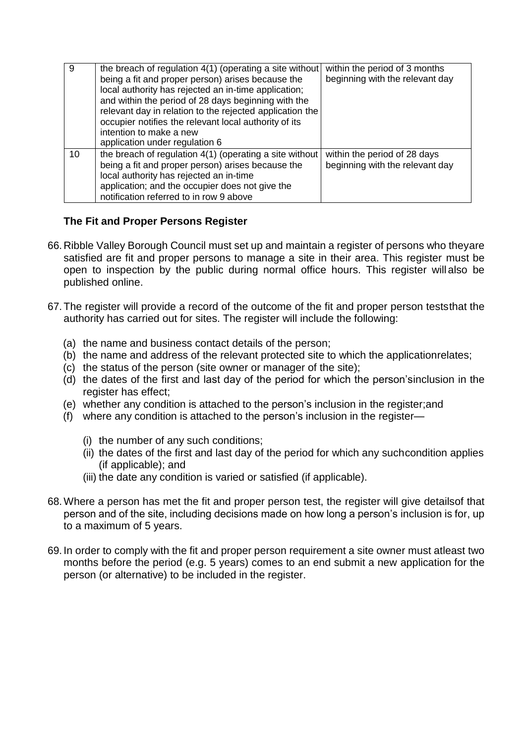| | | |
|---|---|---|
| 9 | the breach of regulation 4(1) (operating a site without being a fit and proper person) arises because the local authority has rejected an in-time application; and within the period of 28 days beginning with the relevant day in relation to the rejected application the occupier notifies the relevant local authority of its intention to make a new application under regulation 6 | within the period of 3 months beginning with the relevant day |
| 10 | the breach of regulation 4(1) (operating a site without being a fit and proper person) arises because the local authority has rejected an in-time application; and the occupier does not give the notification referred to in row 9 above | within the period of 28 days beginning with the relevant day |

### The Fit and Proper Persons Register

66. Ribble Valley Borough Council must set up and maintain a register of persons who theyare satisfied are fit and proper persons to manage a site in their area. This register must be open to inspection by the public during normal office hours. This register will also be published online.

67. The register will provide a record of the outcome of the fit and proper person teststhat the authority has carried out for sites. The register will include the following:

   (a) the name and business contact details of the person;
   (b) the name and address of the relevant protected site to which the applicationrelates;
   (c) the status of the person (site owner or manager of the site);
   (d) the dates of the first and last day of the period for which the person'sinclusion in the register has effect;
   (e) whether any condition is attached to the person's inclusion in the register;and
   (f) where any condition is attached to the person's inclusion in the register—

      (i) the number of any such conditions;
      (ii) the dates of the first and last day of the period for which any suchcondition applies (if applicable); and
      (iii) the date any condition is varied or satisfied (if applicable).

68. Where a person has met the fit and proper person test, the register will give detailsof that person and of the site, including decisions made on how long a person's inclusion is for, up to a maximum of 5 years.

69. In order to comply with the fit and proper person requirement a site owner must atleast two months before the period (e.g. 5 years) comes to an end submit a new application for the person (or alternative) to be included in the register.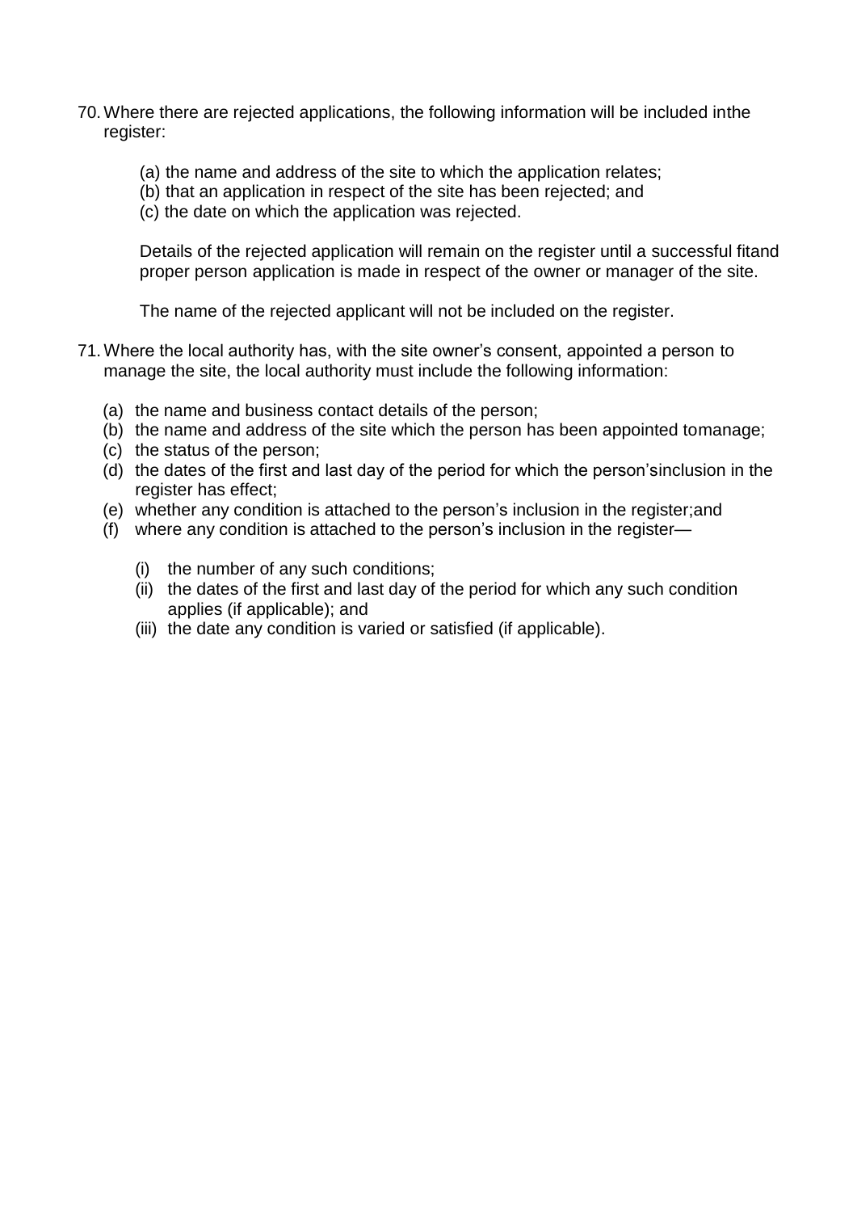70. Where there are rejected applications, the following information will be included inthe register:

    (a) the name and address of the site to which the application relates;
    (b) that an application in respect of the site has been rejected; and
    (c) the date on which the application was rejected.

    Details of the rejected application will remain on the register until a successful fitand proper person application is made in respect of the owner or manager of the site.

    The name of the rejected applicant will not be included on the register.

71. Where the local authority has, with the site owner's consent, appointed a person to manage the site, the local authority must include the following information:

    (a) the name and business contact details of the person;
    (b) the name and address of the site which the person has been appointed tomanage;
    (c) the status of the person;
    (d) the dates of the first and last day of the period for which the person'sinclusion in the register has effect;
    (e) whether any condition is attached to the person's inclusion in the register;and
    (f) where any condition is attached to the person's inclusion in the register—

        (i) the number of any such conditions;
        (ii) the dates of the first and last day of the period for which any such condition applies (if applicable); and
        (iii) the date any condition is varied or satisfied (if applicable).